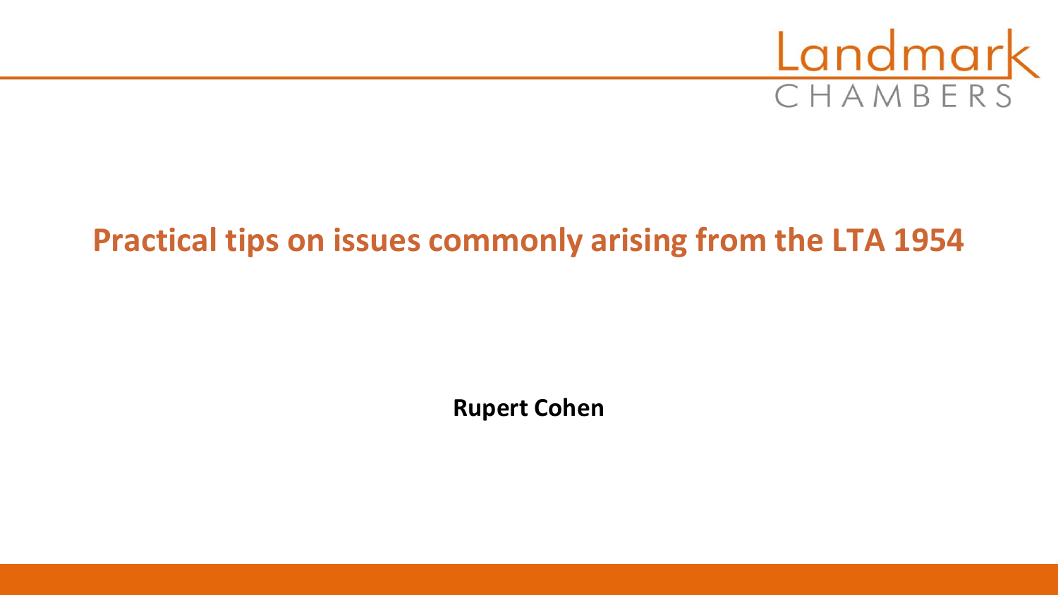# Practical tips on issues commonly arising from the LTA 1954

**Rupert Cohen**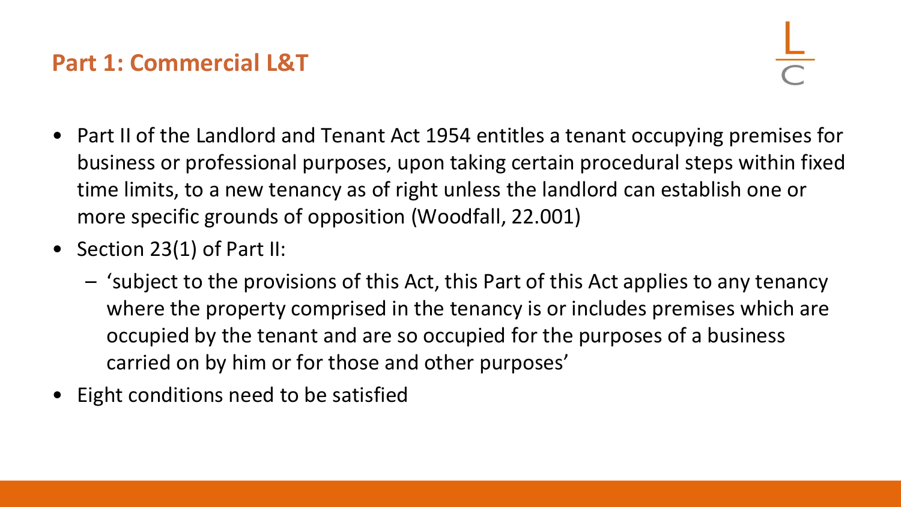## Part 1: Commercial L&T

- Part II of the Landlord and Tenant Act 1954 entitles a tenant occupying premises for business or professional purposes, upon taking certain procedural steps within fixed time limits, to a new tenancy as of right unless the landlord can establish one or more specific grounds of opposition (Woodfall, 22.001)
- Section 23(1) of Part II:
  - 'subject to the provisions of this Act, this Part of this Act applies to any tenancy where the property comprised in the tenancy is or includes premises which are occupied by the tenant and are so occupied for the purposes of a business carried on by him or for those and other purposes'
- Eight conditions need to be satisfied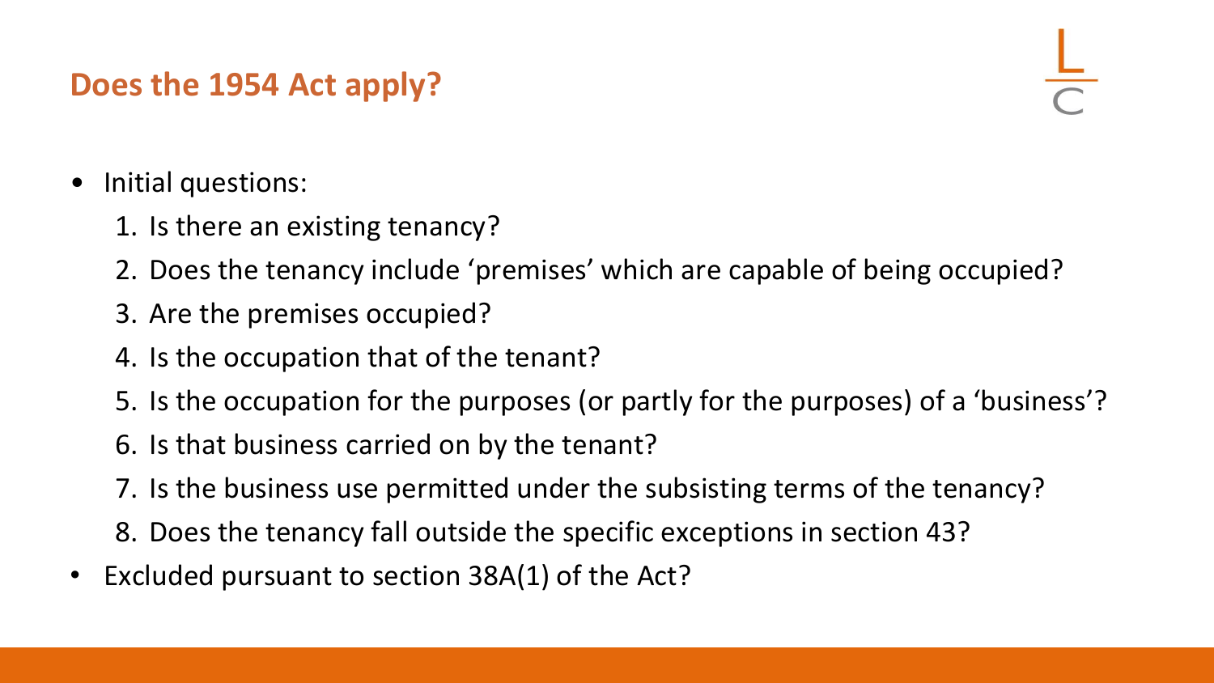## Does the 1954 Act apply?

- Initial questions:
  1. Is there an existing tenancy?
  2. Does the tenancy include 'premises' which are capable of being occupied?
  3. Are the premises occupied?
  4. Is the occupation that of the tenant?
  5. Is the occupation for the purposes (or partly for the purposes) of a 'business'?
  6. Is that business carried on by the tenant?
  7. Is the business use permitted under the subsisting terms of the tenancy?
  8. Does the tenancy fall outside the specific exceptions in section 43?
- Excluded pursuant to section 38A(1) of the Act?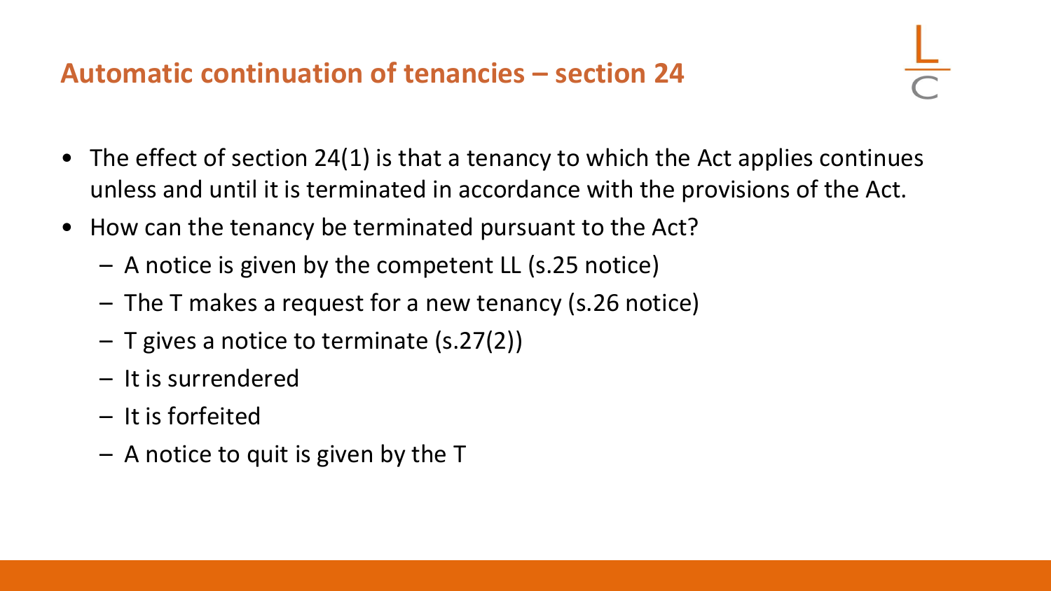## Automatic continuation of tenancies – section 24

- The effect of section 24(1) is that a tenancy to which the Act applies continues unless and until it is terminated in accordance with the provisions of the Act.
- How can the tenancy be terminated pursuant to the Act?
  - A notice is given by the competent LL (s.25 notice)
  - The T makes a request for a new tenancy (s.26 notice)
  - T gives a notice to terminate (s.27(2))
  - It is surrendered
  - It is forfeited
  - A notice to quit is given by the T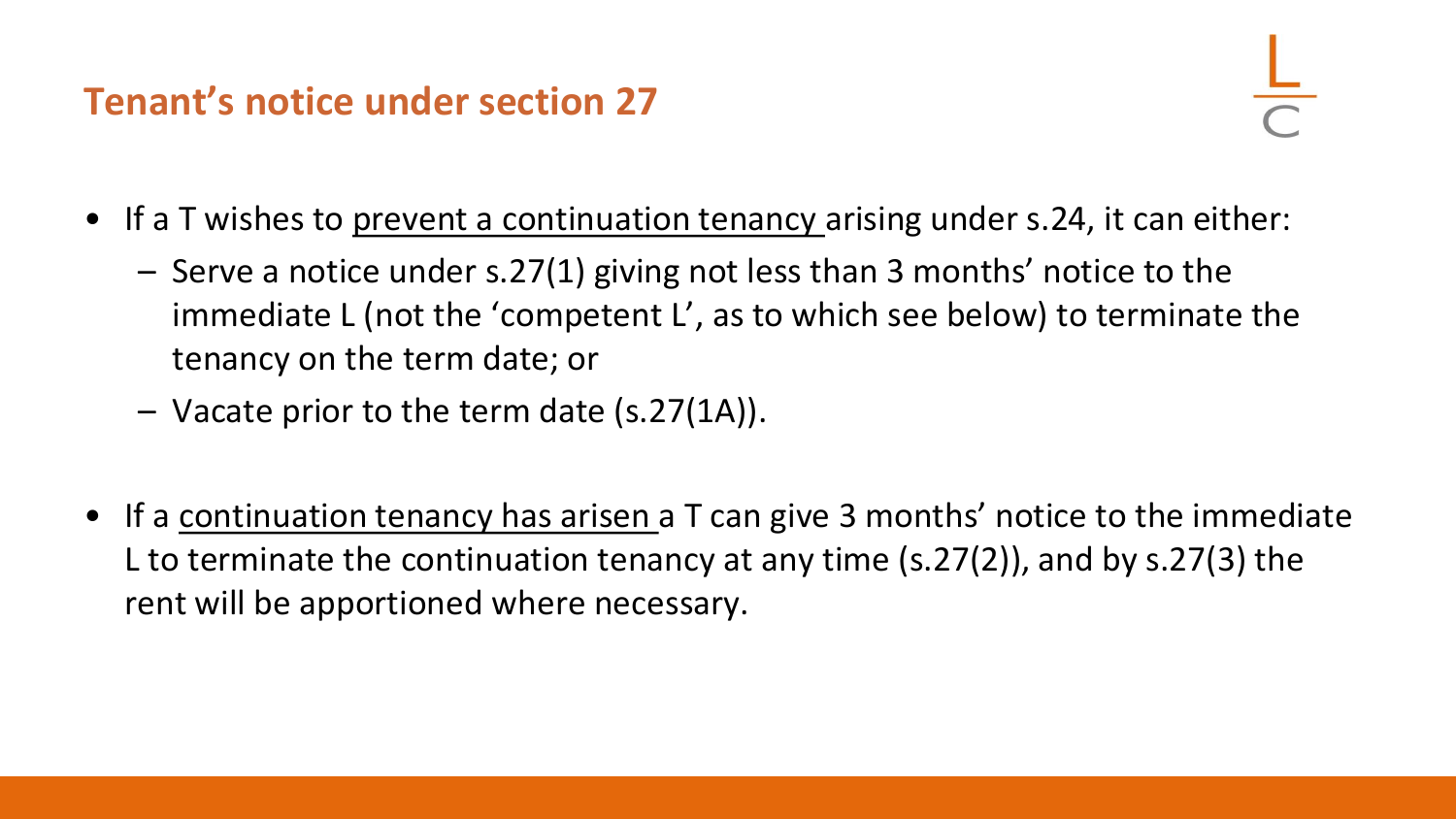## Tenant's notice under section 27

- If a T wishes to <u>prevent a continuation tenancy</u> arising under s.24, it can either:
  - Serve a notice under s.27(1) giving not less than 3 months' notice to the immediate L (not the 'competent L', as to which see below) to terminate the tenancy on the term date; or
  - Vacate prior to the term date (s.27(1A)).

- If a <u>continuation tenancy has arisen</u> a T can give 3 months' notice to the immediate L to terminate the continuation tenancy at any time (s.27(2)), and by s.27(3) the rent will be apportioned where necessary.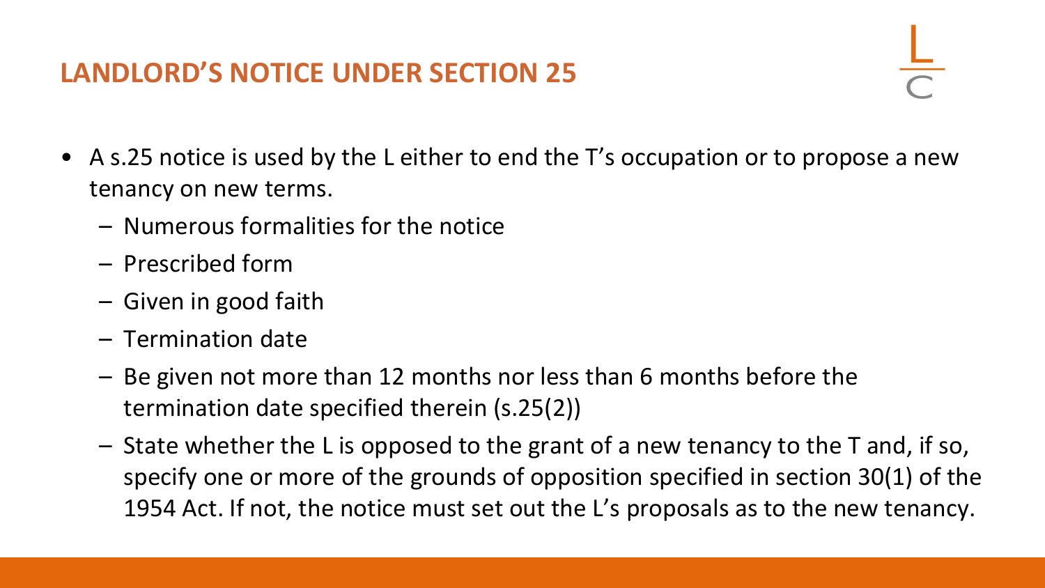## LANDLORD'S NOTICE UNDER SECTION 25

- A s.25 notice is used by the L either to end the T's occupation or to propose a new tenancy on new terms.
  - Numerous formalities for the notice
  - Prescribed form
  - Given in good faith
  - Termination date
  - Be given not more than 12 months nor less than 6 months before the termination date specified therein (s.25(2))
  - State whether the L is opposed to the grant of a new tenancy to the T and, if so, specify one or more of the grounds of opposition specified in section 30(1) of the 1954 Act. If not, the notice must set out the L's proposals as to the new tenancy.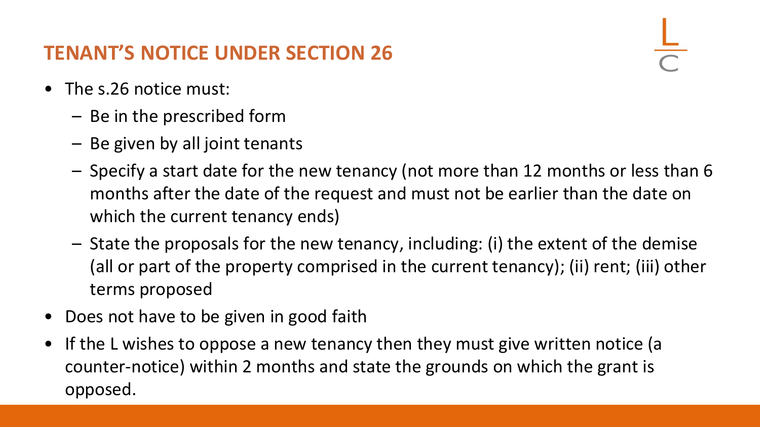## TENANT'S NOTICE UNDER SECTION 26

- The s.26 notice must:
  - Be in the prescribed form
  - Be given by all joint tenants
  - Specify a start date for the new tenancy (not more than 12 months or less than 6 months after the date of the request and must not be earlier than the date on which the current tenancy ends)
  - State the proposals for the new tenancy, including: (i) the extent of the demise (all or part of the property comprised in the current tenancy); (ii) rent; (iii) other terms proposed
- Does not have to be given in good faith
- If the L wishes to oppose a new tenancy then they must give written notice (a counter-notice) within 2 months and state the grounds on which the grant is opposed.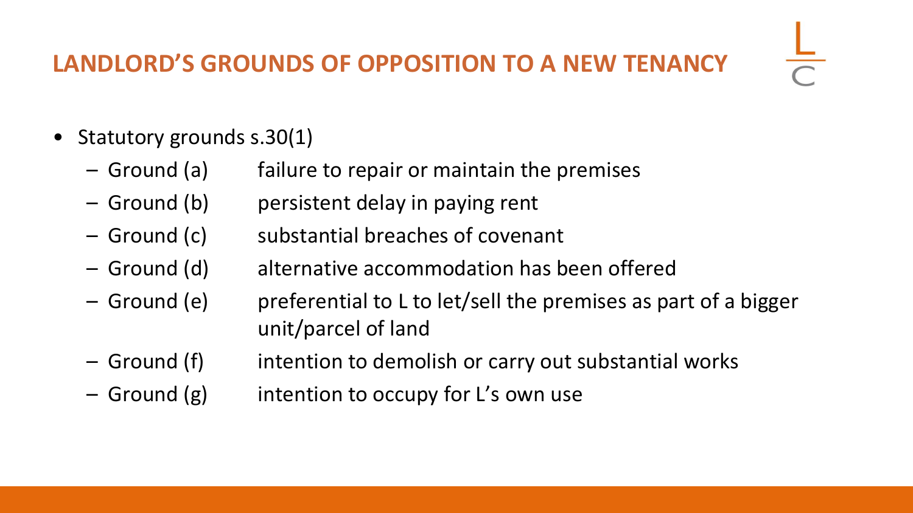## LANDLORD'S GROUNDS OF OPPOSITION TO A NEW TENANCY

- Statutory grounds s.30(1)
  - Ground (a) failure to repair or maintain the premises
  - Ground (b) persistent delay in paying rent
  - Ground (c) substantial breaches of covenant
  - Ground (d) alternative accommodation has been offered
  - Ground (e) preferential to L to let/sell the premises as part of a bigger unit/parcel of land
  - Ground (f) intention to demolish or carry out substantial works
  - Ground (g) intention to occupy for L's own use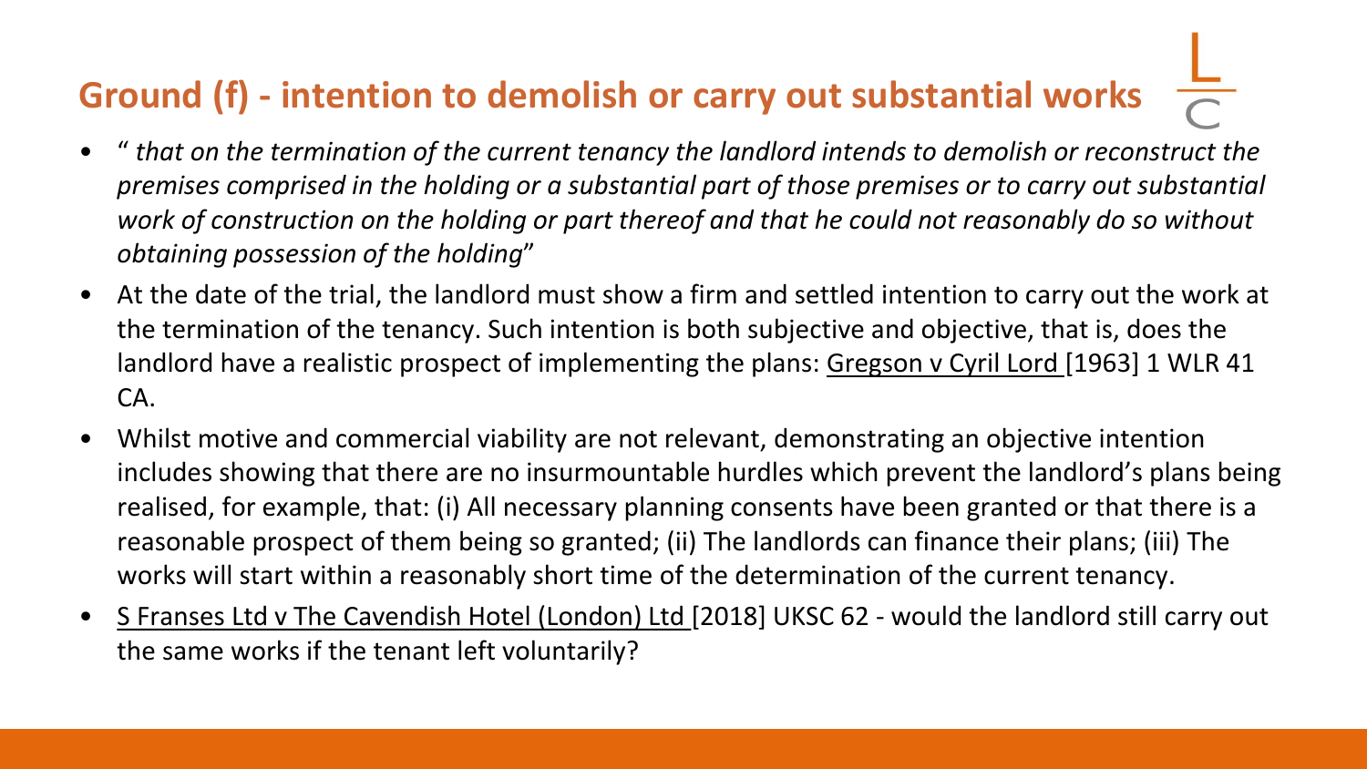## Ground (f) - intention to demolish or carry out substantial works

- “ *that on the termination of the current tenancy the landlord intends to demolish or reconstruct the premises comprised in the holding or a substantial part of those premises or to carry out substantial work of construction on the holding or part thereof and that he could not reasonably do so without obtaining possession of the holding*”
- At the date of the trial, the landlord must show a firm and settled intention to carry out the work at the termination of the tenancy. Such intention is both subjective and objective, that is, does the landlord have a realistic prospect of implementing the plans: Gregson v Cyril Lord [1963] 1 WLR 41 CA.
- Whilst motive and commercial viability are not relevant, demonstrating an objective intention includes showing that there are no insurmountable hurdles which prevent the landlord’s plans being realised, for example, that: (i) All necessary planning consents have been granted or that there is a reasonable prospect of them being so granted; (ii) The landlords can finance their plans; (iii) The works will start within a reasonably short time of the determination of the current tenancy.
- S Franses Ltd v The Cavendish Hotel (London) Ltd [2018] UKSC 62 - would the landlord still carry out the same works if the tenant left voluntarily?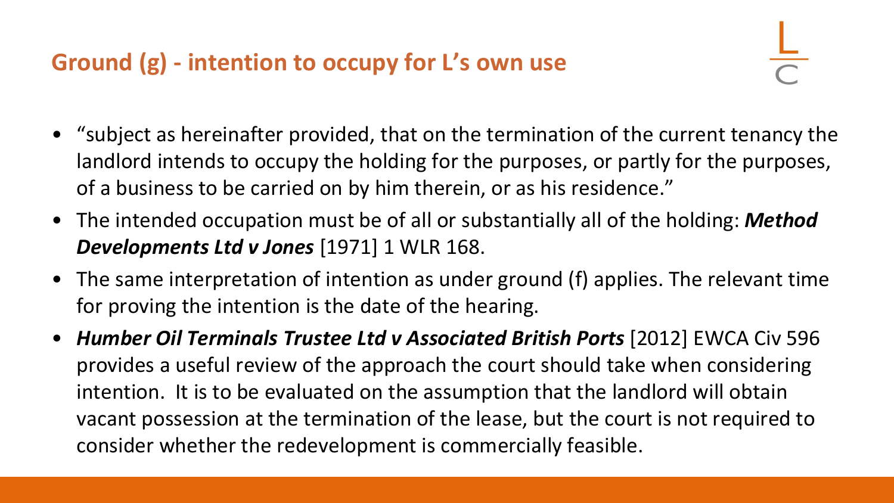## Ground (g) - intention to occupy for L's own use

- "subject as hereinafter provided, that on the termination of the current tenancy the landlord intends to occupy the holding for the purposes, or partly for the purposes, of a business to be carried on by him therein, or as his residence."
- The intended occupation must be of all or substantially all of the holding: ***Method Developments Ltd v Jones*** [1971] 1 WLR 168.
- The same interpretation of intention as under ground (f) applies. The relevant time for proving the intention is the date of the hearing.
- ***Humber Oil Terminals Trustee Ltd v Associated British Ports*** [2012] EWCA Civ 596 provides a useful review of the approach the court should take when considering intention. It is to be evaluated on the assumption that the landlord will obtain vacant possession at the termination of the lease, but the court is not required to consider whether the redevelopment is commercially feasible.